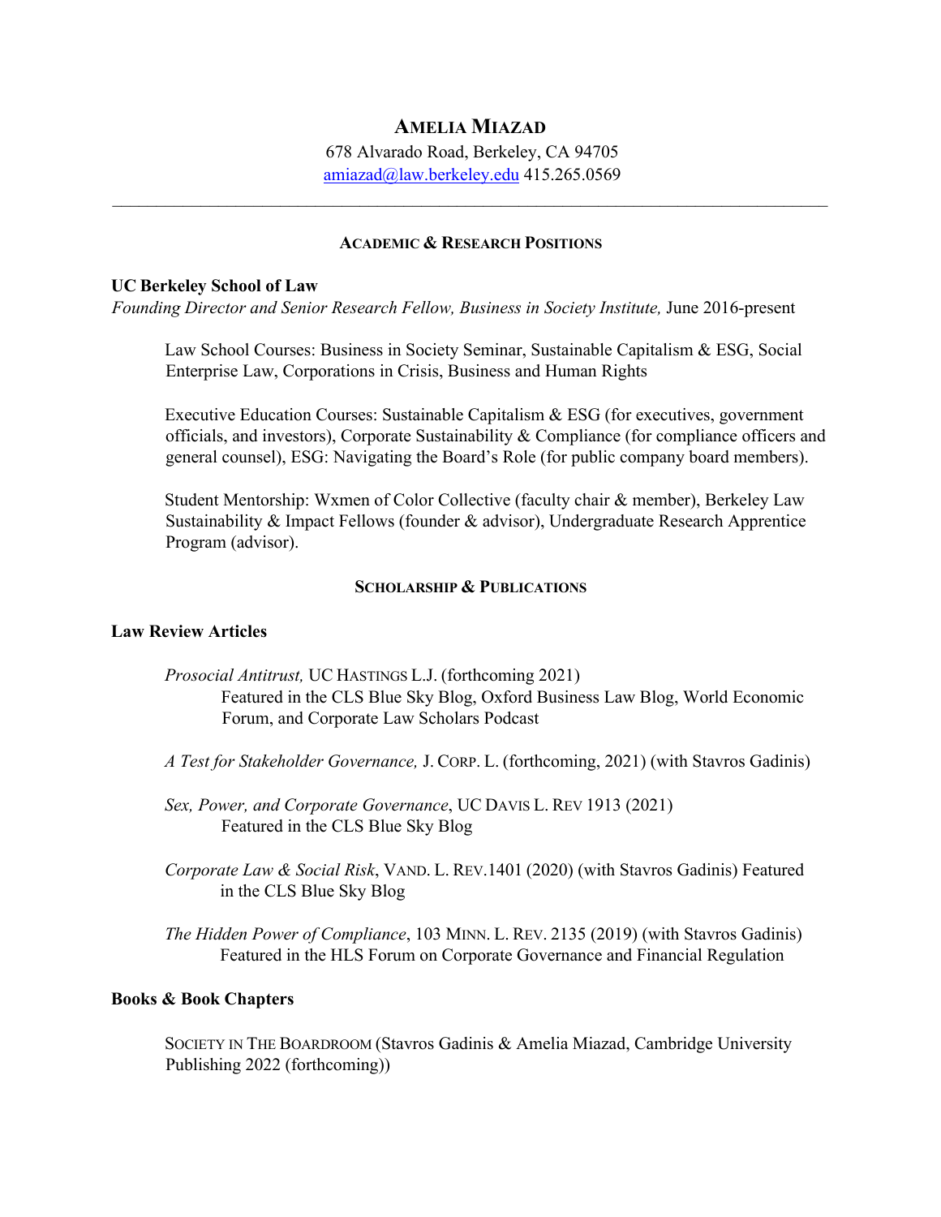# AMELIA MIAZAD

678 Alvarado Road, Berkeley, CA 94705
amiazad@law.berkeley.edu 415.265.0569

---

## ACADEMIC & RESEARCH POSITIONS

**UC Berkeley School of Law**
*Founding Director and Senior Research Fellow, Business in Society Institute,* June 2016-present

Law School Courses: Business in Society Seminar, Sustainable Capitalism & ESG, Social Enterprise Law, Corporations in Crisis, Business and Human Rights

Executive Education Courses: Sustainable Capitalism & ESG (for executives, government officials, and investors), Corporate Sustainability & Compliance (for compliance officers and general counsel), ESG: Navigating the Board's Role (for public company board members).

Student Mentorship: Wxmen of Color Collective (faculty chair & member), Berkeley Law Sustainability & Impact Fellows (founder & advisor), Undergraduate Research Apprentice Program (advisor).

## SCHOLARSHIP & PUBLICATIONS

**Law Review Articles**

*Prosocial Antitrust,* UC HASTINGS L.J. (forthcoming 2021)
Featured in the CLS Blue Sky Blog, Oxford Business Law Blog, World Economic Forum, and Corporate Law Scholars Podcast

*A Test for Stakeholder Governance,* J. CORP. L. (forthcoming, 2021) (with Stavros Gadinis)

*Sex, Power, and Corporate Governance*, UC DAVIS L. REV 1913 (2021)
Featured in the CLS Blue Sky Blog

*Corporate Law & Social Risk*, VAND. L. REV.1401 (2020) (with Stavros Gadinis) Featured in the CLS Blue Sky Blog

*The Hidden Power of Compliance*, 103 MINN. L. REV. 2135 (2019) (with Stavros Gadinis)
Featured in the HLS Forum on Corporate Governance and Financial Regulation

**Books & Book Chapters**

SOCIETY IN THE BOARDROOM (Stavros Gadinis & Amelia Miazad, Cambridge University Publishing 2022 (forthcoming))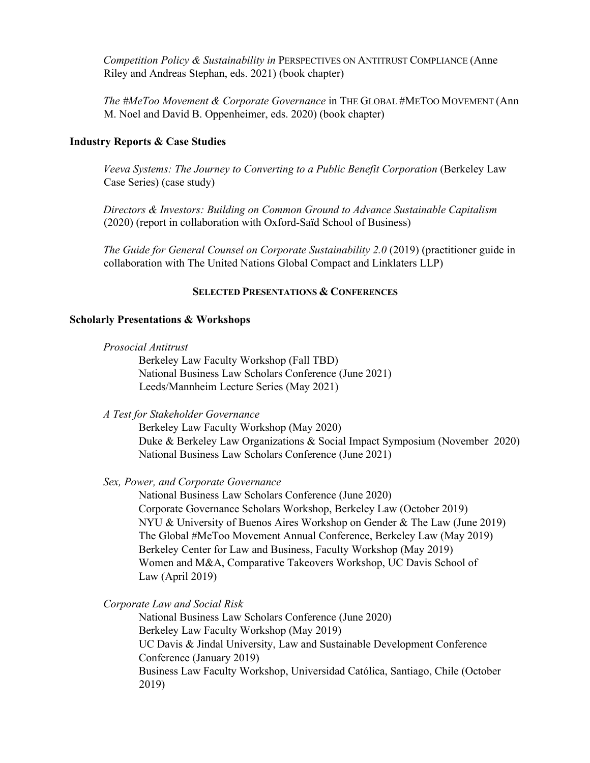*Competition Policy & Sustainability in* PERSPECTIVES ON ANTITRUST COMPLIANCE (Anne Riley and Andreas Stephan, eds. 2021) (book chapter)

*The #MeToo Movement & Corporate Governance* in THE GLOBAL #METOO MOVEMENT (Ann M. Noel and David B. Oppenheimer, eds. 2020) (book chapter)

**Industry Reports & Case Studies**

*Veeva Systems: The Journey to Converting to a Public Benefit Corporation* (Berkeley Law Case Series) (case study)

*Directors & Investors: Building on Common Ground to Advance Sustainable Capitalism* (2020) (report in collaboration with Oxford-Saïd School of Business)

*The Guide for General Counsel on Corporate Sustainability 2.0* (2019) (practitioner guide in collaboration with The United Nations Global Compact and Linklaters LLP)

## SELECTED PRESENTATIONS & CONFERENCES

**Scholarly Presentations & Workshops**

*Prosocial Antitrust*

- Berkeley Law Faculty Workshop (Fall TBD)
- National Business Law Scholars Conference (June 2021)
- Leeds/Mannheim Lecture Series (May 2021)

*A Test for Stakeholder Governance*

- Berkeley Law Faculty Workshop (May 2020)
- Duke & Berkeley Law Organizations & Social Impact Symposium (November 2020)
- National Business Law Scholars Conference (June 2021)

*Sex, Power, and Corporate Governance*

- National Business Law Scholars Conference (June 2020)
- Corporate Governance Scholars Workshop, Berkeley Law (October 2019)
- NYU & University of Buenos Aires Workshop on Gender & The Law (June 2019)
- The Global #MeToo Movement Annual Conference, Berkeley Law (May 2019)
- Berkeley Center for Law and Business, Faculty Workshop (May 2019)
- Women and M&A, Comparative Takeovers Workshop, UC Davis School of Law (April 2019)

*Corporate Law and Social Risk*

- National Business Law Scholars Conference (June 2020)
- Berkeley Law Faculty Workshop (May 2019)
- UC Davis & Jindal University, Law and Sustainable Development Conference Conference (January 2019)
- Business Law Faculty Workshop, Universidad Católica, Santiago, Chile (October 2019)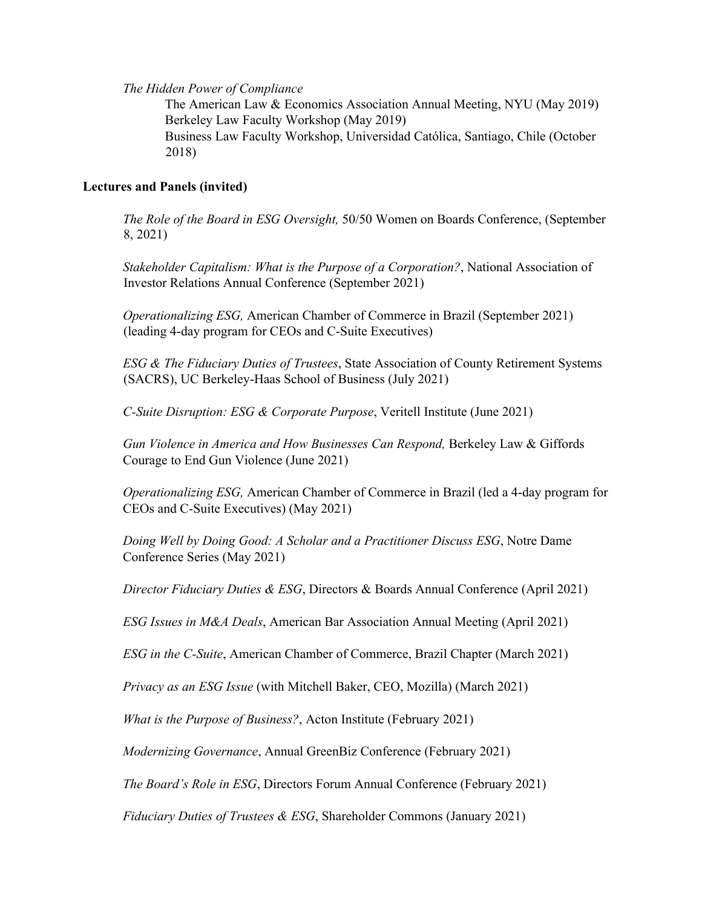*The Hidden Power of Compliance*

The American Law & Economics Association Annual Meeting, NYU (May 2019)
Berkeley Law Faculty Workshop (May 2019)
Business Law Faculty Workshop, Universidad Católica, Santiago, Chile (October 2018)

**Lectures and Panels (invited)**

*The Role of the Board in ESG Oversight,* 50/50 Women on Boards Conference, (September 8, 2021)

*Stakeholder Capitalism: What is the Purpose of a Corporation?*, National Association of Investor Relations Annual Conference (September 2021)

*Operationalizing ESG,* American Chamber of Commerce in Brazil (September 2021) (leading 4-day program for CEOs and C-Suite Executives)

*ESG & The Fiduciary Duties of Trustees*, State Association of County Retirement Systems (SACRS), UC Berkeley-Haas School of Business (July 2021)

*C-Suite Disruption: ESG & Corporate Purpose*, Veritell Institute (June 2021)

*Gun Violence in America and How Businesses Can Respond,* Berkeley Law & Giffords Courage to End Gun Violence (June 2021)

*Operationalizing ESG,* American Chamber of Commerce in Brazil (led a 4-day program for CEOs and C-Suite Executives) (May 2021)

*Doing Well by Doing Good: A Scholar and a Practitioner Discuss ESG*, Notre Dame Conference Series (May 2021)

*Director Fiduciary Duties & ESG*, Directors & Boards Annual Conference (April 2021)

*ESG Issues in M&A Deals*, American Bar Association Annual Meeting (April 2021)

*ESG in the C-Suite*, American Chamber of Commerce, Brazil Chapter (March 2021)

*Privacy as an ESG Issue* (with Mitchell Baker, CEO, Mozilla) (March 2021)

*What is the Purpose of Business?*, Acton Institute (February 2021)

*Modernizing Governance*, Annual GreenBiz Conference (February 2021)

*The Board's Role in ESG*, Directors Forum Annual Conference (February 2021)

*Fiduciary Duties of Trustees & ESG*, Shareholder Commons (January 2021)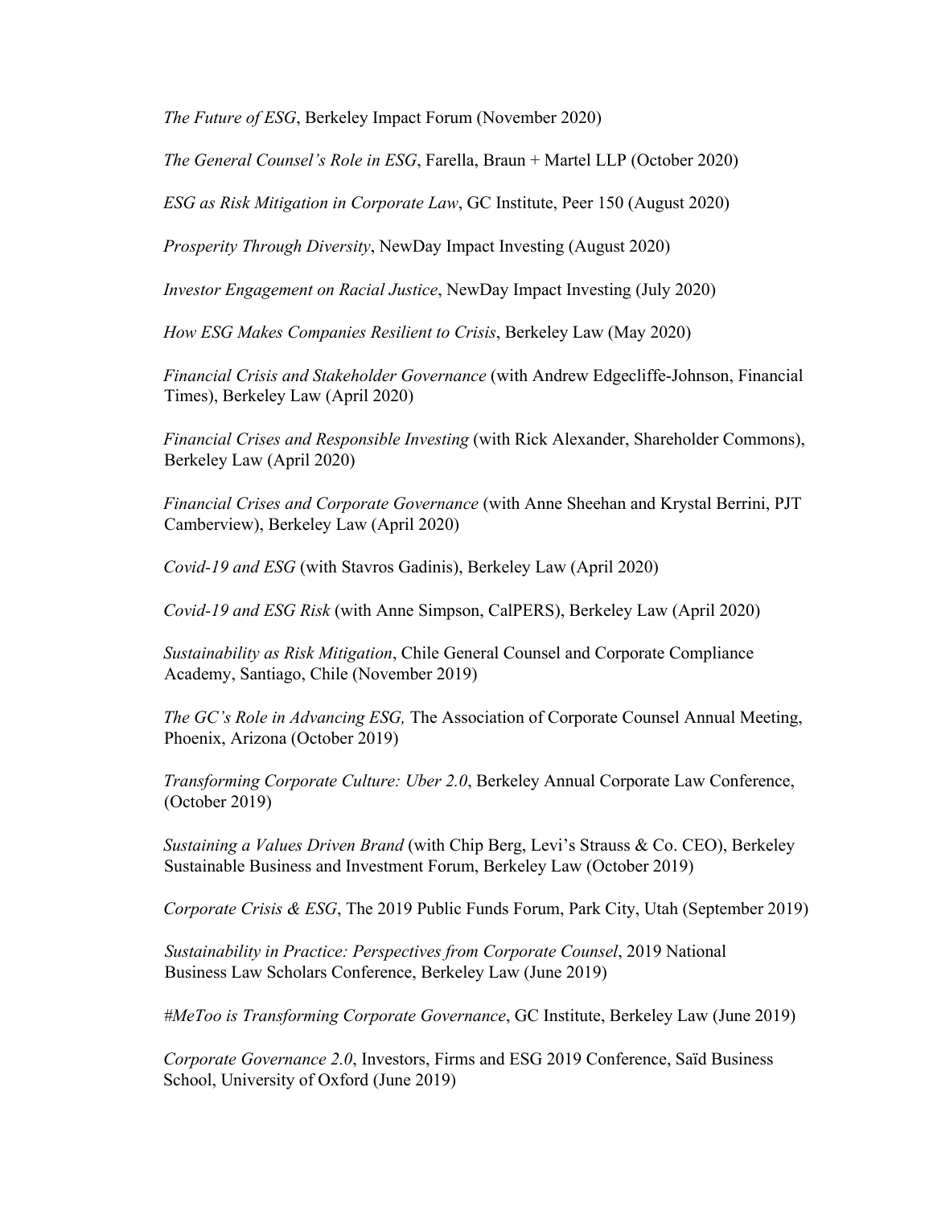*The Future of ESG*, Berkeley Impact Forum (November 2020)

*The General Counsel's Role in ESG*, Farella, Braun + Martel LLP (October 2020)

*ESG as Risk Mitigation in Corporate Law*, GC Institute, Peer 150 (August 2020)

*Prosperity Through Diversity*, NewDay Impact Investing (August 2020)

*Investor Engagement on Racial Justice*, NewDay Impact Investing (July 2020)

*How ESG Makes Companies Resilient to Crisis*, Berkeley Law (May 2020)

*Financial Crisis and Stakeholder Governance* (with Andrew Edgecliffe-Johnson, Financial Times), Berkeley Law (April 2020)

*Financial Crises and Responsible Investing* (with Rick Alexander, Shareholder Commons), Berkeley Law (April 2020)

*Financial Crises and Corporate Governance* (with Anne Sheehan and Krystal Berrini, PJT Camberview), Berkeley Law (April 2020)

*Covid-19 and ESG* (with Stavros Gadinis), Berkeley Law (April 2020)

*Covid-19 and ESG Risk* (with Anne Simpson, CalPERS), Berkeley Law (April 2020)

*Sustainability as Risk Mitigation*, Chile General Counsel and Corporate Compliance Academy, Santiago, Chile (November 2019)

*The GC's Role in Advancing ESG,* The Association of Corporate Counsel Annual Meeting, Phoenix, Arizona (October 2019)

*Transforming Corporate Culture: Uber 2.0*, Berkeley Annual Corporate Law Conference, (October 2019)

*Sustaining a Values Driven Brand* (with Chip Berg, Levi's Strauss & Co. CEO), Berkeley Sustainable Business and Investment Forum, Berkeley Law (October 2019)

*Corporate Crisis & ESG*, The 2019 Public Funds Forum, Park City, Utah (September 2019)

*Sustainability in Practice: Perspectives from Corporate Counsel*, 2019 National Business Law Scholars Conference, Berkeley Law (June 2019)

*#MeToo is Transforming Corporate Governance*, GC Institute, Berkeley Law (June 2019)

*Corporate Governance 2.0*, Investors, Firms and ESG 2019 Conference, Saïd Business School, University of Oxford (June 2019)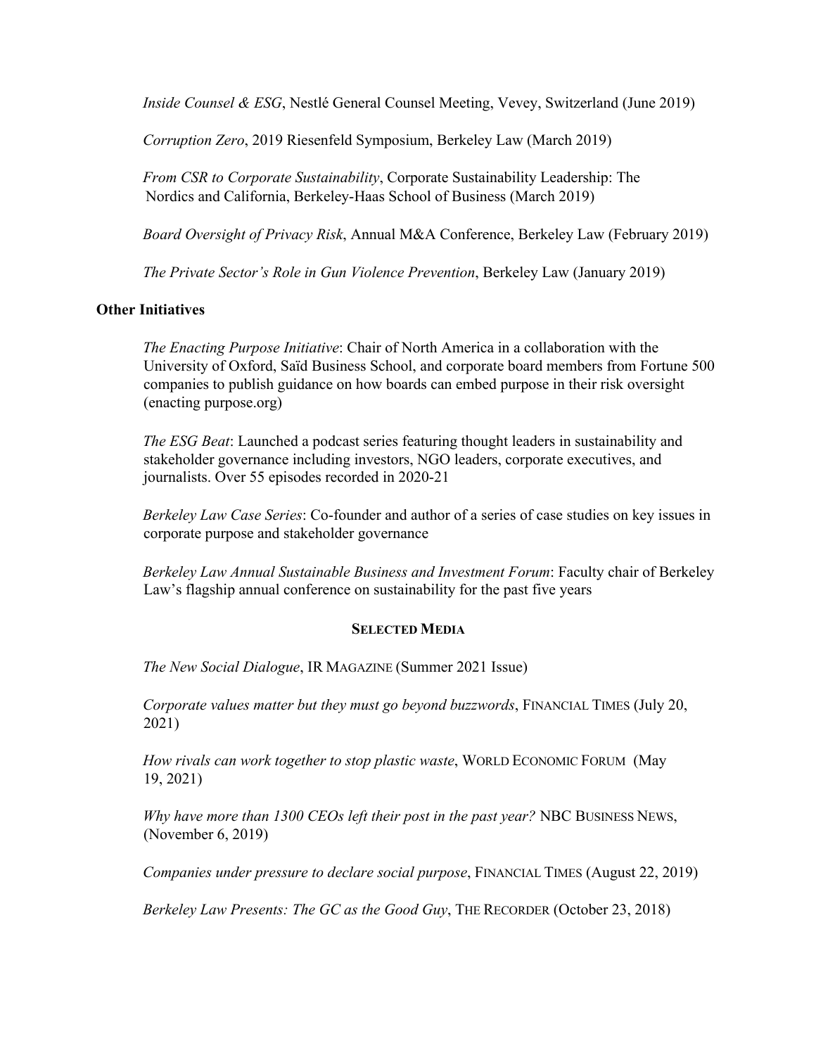*Inside Counsel & ESG*, Nestlé General Counsel Meeting, Vevey, Switzerland (June 2019)

*Corruption Zero*, 2019 Riesenfeld Symposium, Berkeley Law (March 2019)

*From CSR to Corporate Sustainability*, Corporate Sustainability Leadership: The Nordics and California, Berkeley-Haas School of Business (March 2019)

*Board Oversight of Privacy Risk*, Annual M&A Conference, Berkeley Law (February 2019)

*The Private Sector's Role in Gun Violence Prevention*, Berkeley Law (January 2019)

**Other Initiatives**

*The Enacting Purpose Initiative*: Chair of North America in a collaboration with the University of Oxford, Saïd Business School, and corporate board members from Fortune 500 companies to publish guidance on how boards can embed purpose in their risk oversight (enacting purpose.org)

*The ESG Beat*: Launched a podcast series featuring thought leaders in sustainability and stakeholder governance including investors, NGO leaders, corporate executives, and journalists. Over 55 episodes recorded in 2020-21

*Berkeley Law Case Series*: Co-founder and author of a series of case studies on key issues in corporate purpose and stakeholder governance

*Berkeley Law Annual Sustainable Business and Investment Forum*: Faculty chair of Berkeley Law's flagship annual conference on sustainability for the past five years

## SELECTED MEDIA

*The New Social Dialogue*, IR MAGAZINE (Summer 2021 Issue)

*Corporate values matter but they must go beyond buzzwords*, FINANCIAL TIMES (July 20, 2021)

*How rivals can work together to stop plastic waste*, WORLD ECONOMIC FORUM (May 19, 2021)

*Why have more than 1300 CEOs left their post in the past year?* NBC BUSINESS NEWS, (November 6, 2019)

*Companies under pressure to declare social purpose*, FINANCIAL TIMES (August 22, 2019)

*Berkeley Law Presents: The GC as the Good Guy*, THE RECORDER (October 23, 2018)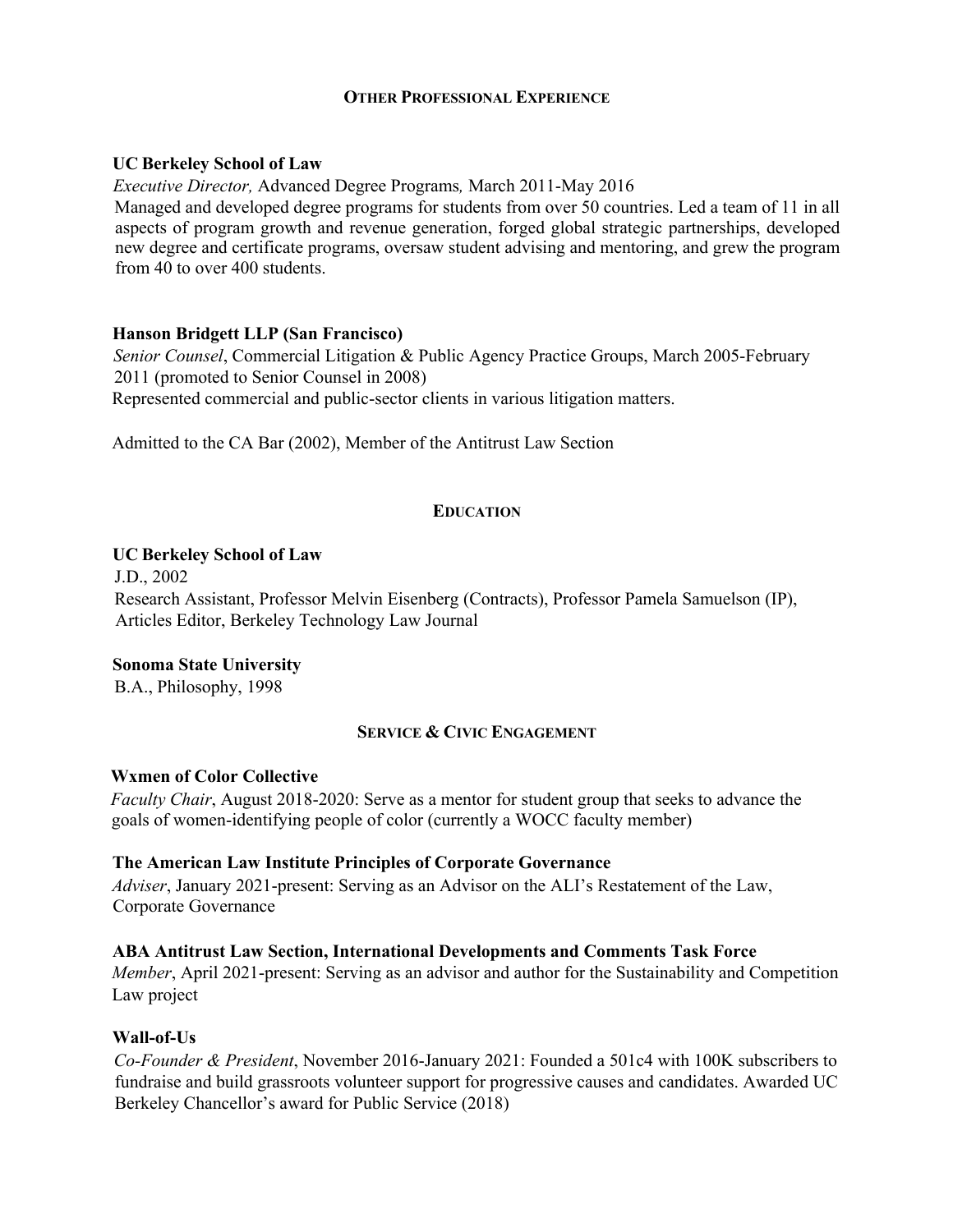## Other Professional Experience

**UC Berkeley School of Law**
*Executive Director,* Advanced Degree Programs*,* March 2011-May 2016
Managed and developed degree programs for students from over 50 countries. Led a team of 11 in all aspects of program growth and revenue generation, forged global strategic partnerships, developed new degree and certificate programs, oversaw student advising and mentoring, and grew the program from 40 to over 400 students.

**Hanson Bridgett LLP (San Francisco)**
*Senior Counsel*, Commercial Litigation & Public Agency Practice Groups, March 2005-February 2011 (promoted to Senior Counsel in 2008)
Represented commercial and public-sector clients in various litigation matters.

Admitted to the CA Bar (2002), Member of the Antitrust Law Section

## Education

**UC Berkeley School of Law**
J.D., 2002
Research Assistant, Professor Melvin Eisenberg (Contracts), Professor Pamela Samuelson (IP), Articles Editor, Berkeley Technology Law Journal

**Sonoma State University**
B.A., Philosophy, 1998

## Service & Civic Engagement

**Wxmen of Color Collective**
*Faculty Chair*, August 2018-2020: Serve as a mentor for student group that seeks to advance the goals of women-identifying people of color (currently a WOCC faculty member)

**The American Law Institute Principles of Corporate Governance**
*Adviser*, January 2021-present: Serving as an Advisor on the ALI's Restatement of the Law, Corporate Governance

**ABA Antitrust Law Section, International Developments and Comments Task Force**
*Member*, April 2021-present: Serving as an advisor and author for the Sustainability and Competition Law project

**Wall-of-Us**
*Co-Founder & President*, November 2016-January 2021: Founded a 501c4 with 100K subscribers to fundraise and build grassroots volunteer support for progressive causes and candidates. Awarded UC Berkeley Chancellor's award for Public Service (2018)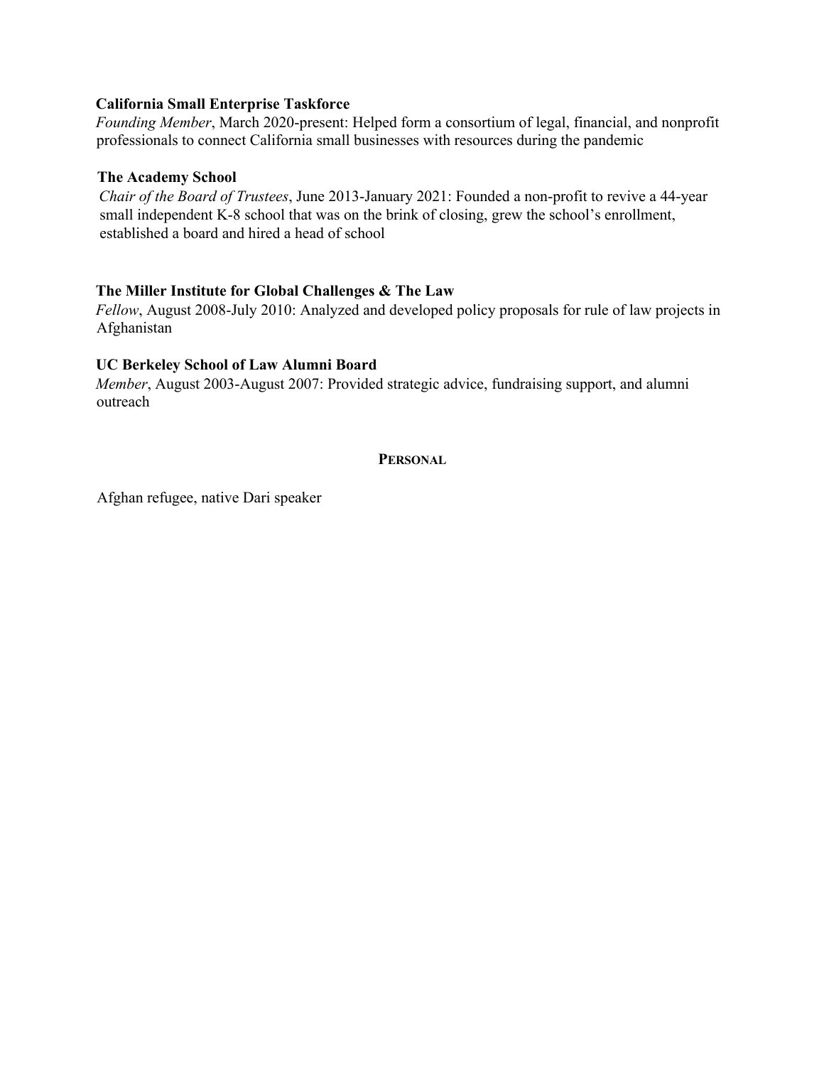**California Small Enterprise Taskforce**
*Founding Member*, March 2020-present: Helped form a consortium of legal, financial, and nonprofit professionals to connect California small businesses with resources during the pandemic

**The Academy School**
*Chair of the Board of Trustees*, June 2013-January 2021: Founded a non-profit to revive a 44-year small independent K-8 school that was on the brink of closing, grew the school's enrollment, established a board and hired a head of school

**The Miller Institute for Global Challenges & The Law**
*Fellow*, August 2008-July 2010: Analyzed and developed policy proposals for rule of law projects in Afghanistan

**UC Berkeley School of Law Alumni Board**
*Member*, August 2003-August 2007: Provided strategic advice, fundraising support, and alumni outreach

## PERSONAL

Afghan refugee, native Dari speaker